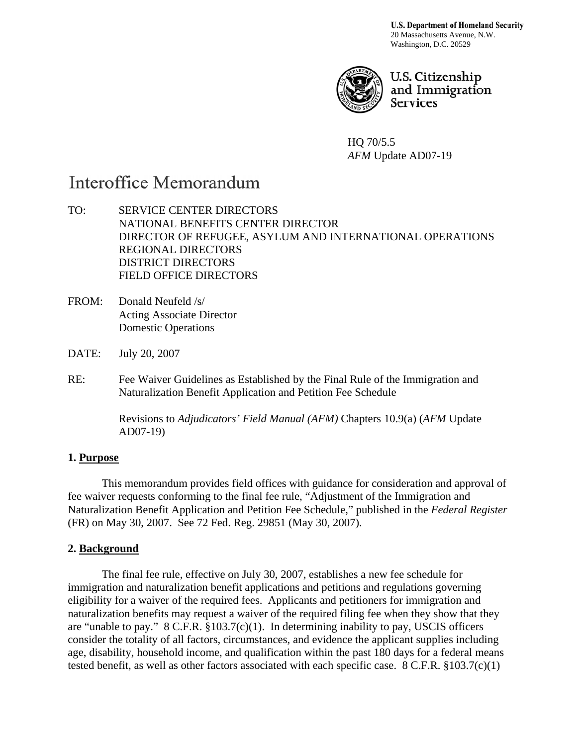**U.S. Department of Homeland Security**
20 Massachusetts Avenue, N.W.
Washington, D.C. 20529

U.S. Citizenship
and Immigration
Services

HQ 70/5.5
*AFM* Update AD07-19

# Interoffice Memorandum

TO: SERVICE CENTER DIRECTORS
NATIONAL BENEFITS CENTER DIRECTOR
DIRECTOR OF REFUGEE, ASYLUM AND INTERNATIONAL OPERATIONS
REGIONAL DIRECTORS
DISTRICT DIRECTORS
FIELD OFFICE DIRECTORS

FROM: Donald Neufeld /s/
Acting Associate Director
Domestic Operations

DATE: July 20, 2007

RE: Fee Waiver Guidelines as Established by the Final Rule of the Immigration and Naturalization Benefit Application and Petition Fee Schedule

Revisions to *Adjudicators' Field Manual (AFM)* Chapters 10.9(a) (*AFM* Update AD07-19)

## 1. Purpose

This memorandum provides field offices with guidance for consideration and approval of fee waiver requests conforming to the final fee rule, "Adjustment of the Immigration and Naturalization Benefit Application and Petition Fee Schedule," published in the *Federal Register* (FR) on May 30, 2007. See 72 Fed. Reg. 29851 (May 30, 2007).

## 2. Background

The final fee rule, effective on July 30, 2007, establishes a new fee schedule for immigration and naturalization benefit applications and petitions and regulations governing eligibility for a waiver of the required fees. Applicants and petitioners for immigration and naturalization benefits may request a waiver of the required filing fee when they show that they are "unable to pay." 8 C.F.R. §103.7(c)(1). In determining inability to pay, USCIS officers consider the totality of all factors, circumstances, and evidence the applicant supplies including age, disability, household income, and qualification within the past 180 days for a federal means tested benefit, as well as other factors associated with each specific case. 8 C.F.R. §103.7(c)(1)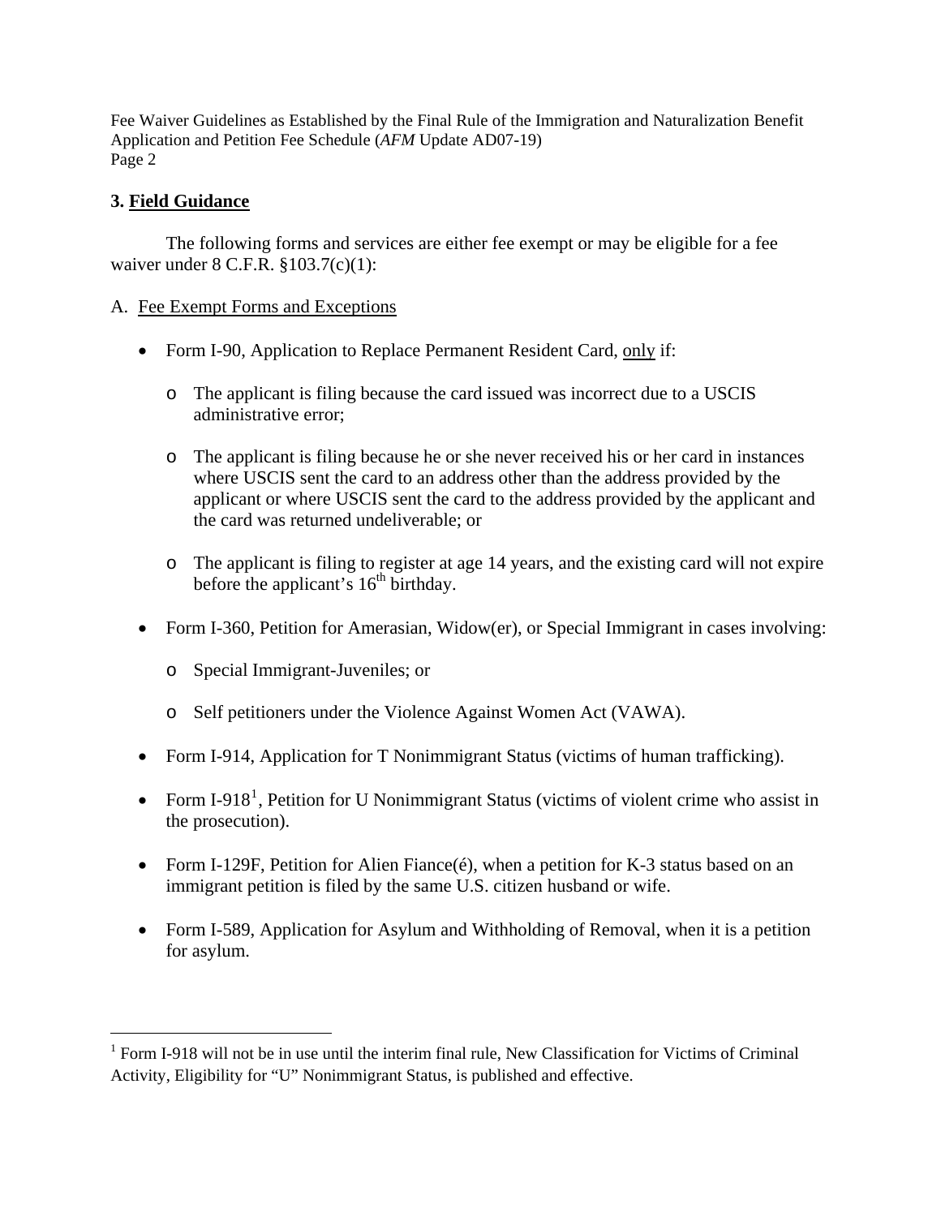### 3. Field Guidance

The following forms and services are either fee exempt or may be eligible for a fee waiver under 8 C.F.R. §103.7(c)(1):

A. Fee Exempt Forms and Exceptions

- Form I-90, Application to Replace Permanent Resident Card, only if:
  - The applicant is filing because the card issued was incorrect due to a USCIS administrative error;
  - The applicant is filing because he or she never received his or her card in instances where USCIS sent the card to an address other than the address provided by the applicant or where USCIS sent the card to the address provided by the applicant and the card was returned undeliverable; or
  - The applicant is filing to register at age 14 years, and the existing card will not expire before the applicant's 16th birthday.
- Form I-360, Petition for Amerasian, Widow(er), or Special Immigrant in cases involving:
  - Special Immigrant-Juveniles; or
  - Self petitioners under the Violence Against Women Act (VAWA).
- Form I-914, Application for T Nonimmigrant Status (victims of human trafficking).
- Form I-918[1], Petition for U Nonimmigrant Status (victims of violent crime who assist in the prosecution).
- Form I-129F, Petition for Alien Fiance(é), when a petition for K-3 status based on an immigrant petition is filed by the same U.S. citizen husband or wife.
- Form I-589, Application for Asylum and Withholding of Removal, when it is a petition for asylum.

---

[1] Form I-918 will not be in use until the interim final rule, New Classification for Victims of Criminal Activity, Eligibility for "U" Nonimmigrant Status, is published and effective.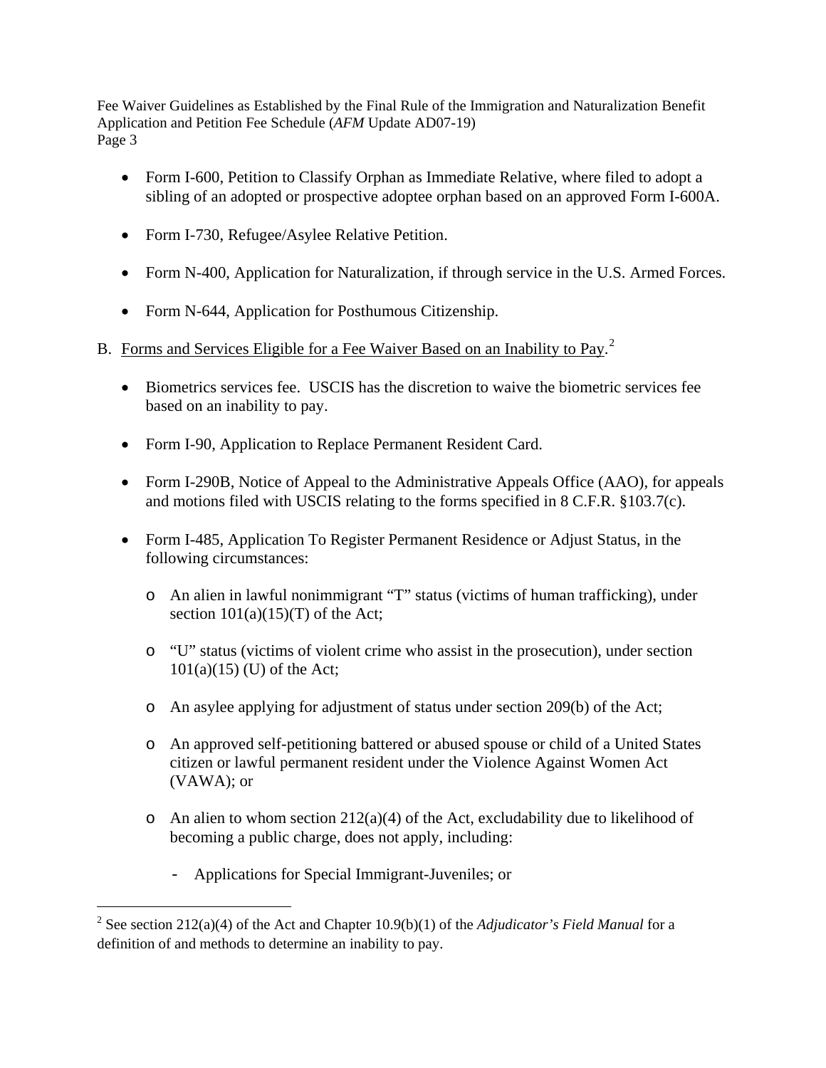- Form I-600, Petition to Classify Orphan as Immediate Relative, where filed to adopt a sibling of an adopted or prospective adoptee orphan based on an approved Form I-600A.

- Form I-730, Refugee/Asylee Relative Petition.

- Form N-400, Application for Naturalization, if through service in the U.S. Armed Forces.

- Form N-644, Application for Posthumous Citizenship.

B. Forms and Services Eligible for a Fee Waiver Based on an Inability to Pay.[2]

- Biometrics services fee. USCIS has the discretion to waive the biometric services fee based on an inability to pay.

- Form I-90, Application to Replace Permanent Resident Card.

- Form I-290B, Notice of Appeal to the Administrative Appeals Office (AAO), for appeals and motions filed with USCIS relating to the forms specified in 8 C.F.R. §103.7(c).

- Form I-485, Application To Register Permanent Residence or Adjust Status, in the following circumstances:

  - An alien in lawful nonimmigrant "T" status (victims of human trafficking), under section 101(a)(15)(T) of the Act;

  - "U" status (victims of violent crime who assist in the prosecution), under section 101(a)(15) (U) of the Act;

  - An asylee applying for adjustment of status under section 209(b) of the Act;

  - An approved self-petitioning battered or abused spouse or child of a United States citizen or lawful permanent resident under the Violence Against Women Act (VAWA); or

  - An alien to whom section 212(a)(4) of the Act, excludability due to likelihood of becoming a public charge, does not apply, including:

    - Applications for Special Immigrant-Juveniles; or

[2] See section 212(a)(4) of the Act and Chapter 10.9(b)(1) of the *Adjudicator's Field Manual* for a definition of and methods to determine an inability to pay.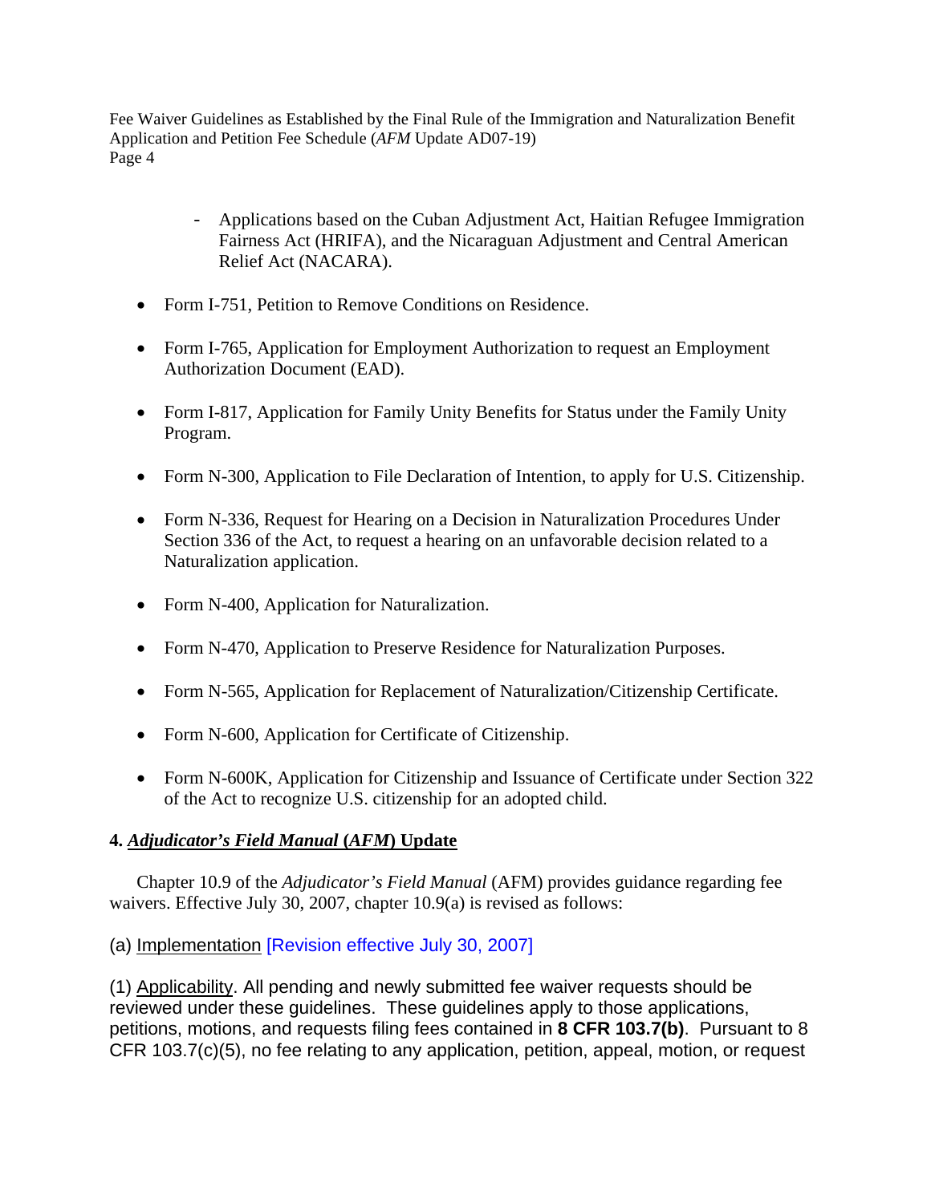- Applications based on the Cuban Adjustment Act, Haitian Refugee Immigration Fairness Act (HRIFA), and the Nicaraguan Adjustment and Central American Relief Act (NACARA).

- Form I-751, Petition to Remove Conditions on Residence.
- Form I-765, Application for Employment Authorization to request an Employment Authorization Document (EAD).
- Form I-817, Application for Family Unity Benefits for Status under the Family Unity Program.
- Form N-300, Application to File Declaration of Intention, to apply for U.S. Citizenship.
- Form N-336, Request for Hearing on a Decision in Naturalization Procedures Under Section 336 of the Act, to request a hearing on an unfavorable decision related to a Naturalization application.
- Form N-400, Application for Naturalization.
- Form N-470, Application to Preserve Residence for Naturalization Purposes.
- Form N-565, Application for Replacement of Naturalization/Citizenship Certificate.
- Form N-600, Application for Certificate of Citizenship.
- Form N-600K, Application for Citizenship and Issuance of Certificate under Section 322 of the Act to recognize U.S. citizenship for an adopted child.

**4. *Adjudicator's Field Manual* (*AFM*) Update**

Chapter 10.9 of the *Adjudicator's Field Manual* (AFM) provides guidance regarding fee waivers. Effective July 30, 2007, chapter 10.9(a) is revised as follows:

(a) Implementation [Revision effective July 30, 2007]

(1) Applicability. All pending and newly submitted fee waiver requests should be reviewed under these guidelines. These guidelines apply to those applications, petitions, motions, and requests filing fees contained in **8 CFR 103.7(b)**. Pursuant to 8 CFR 103.7(c)(5), no fee relating to any application, petition, appeal, motion, or request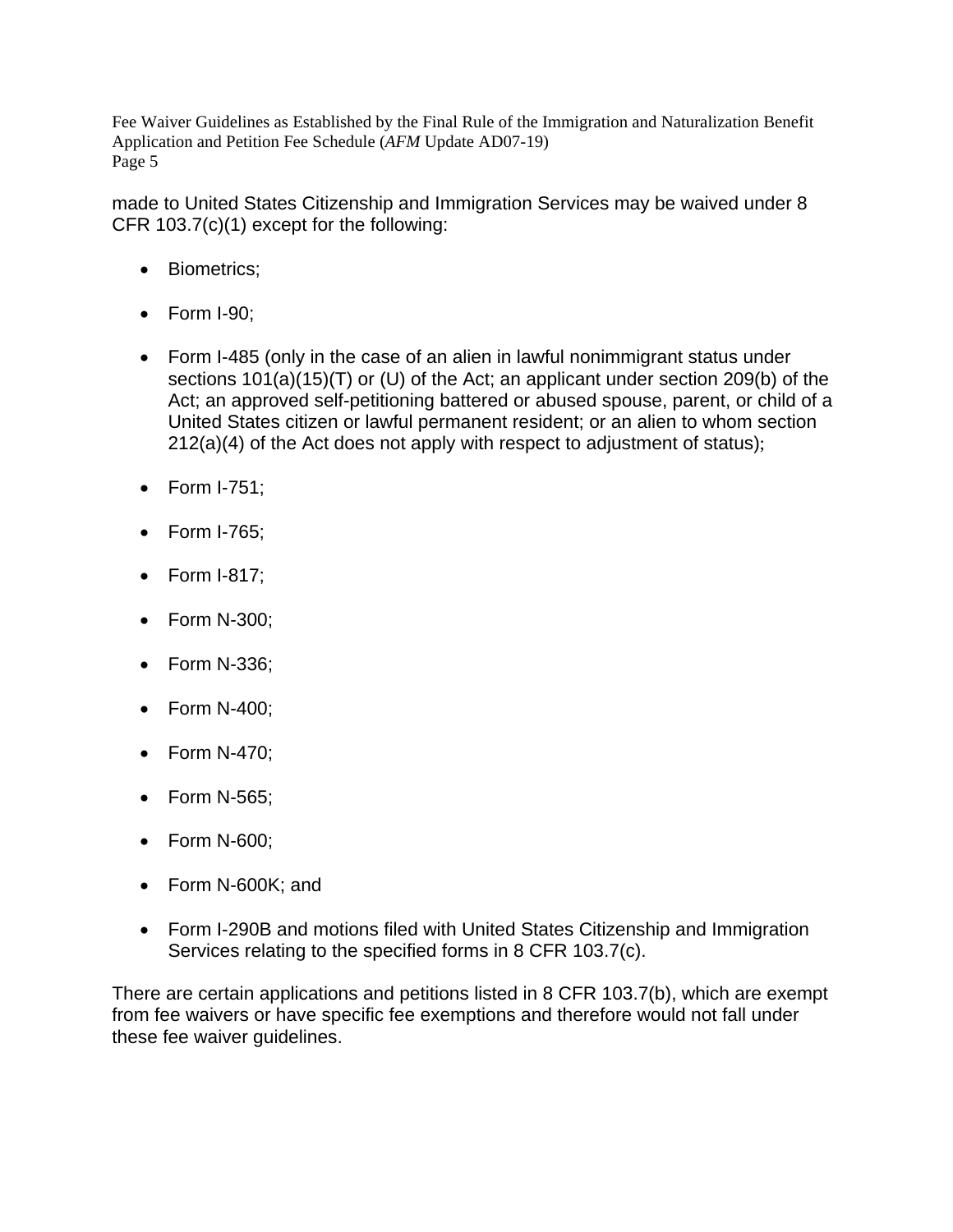made to United States Citizenship and Immigration Services may be waived under 8 CFR 103.7(c)(1) except for the following:

- Biometrics;
- Form I-90;
- Form I-485 (only in the case of an alien in lawful nonimmigrant status under sections 101(a)(15)(T) or (U) of the Act; an applicant under section 209(b) of the Act; an approved self-petitioning battered or abused spouse, parent, or child of a United States citizen or lawful permanent resident; or an alien to whom section 212(a)(4) of the Act does not apply with respect to adjustment of status);
- Form I-751;
- Form I-765;
- Form I-817;
- Form N-300;
- Form N-336;
- Form N-400;
- Form N-470;
- Form N-565;
- Form N-600;
- Form N-600K; and
- Form I-290B and motions filed with United States Citizenship and Immigration Services relating to the specified forms in 8 CFR 103.7(c).

There are certain applications and petitions listed in 8 CFR 103.7(b), which are exempt from fee waivers or have specific fee exemptions and therefore would not fall under these fee waiver guidelines.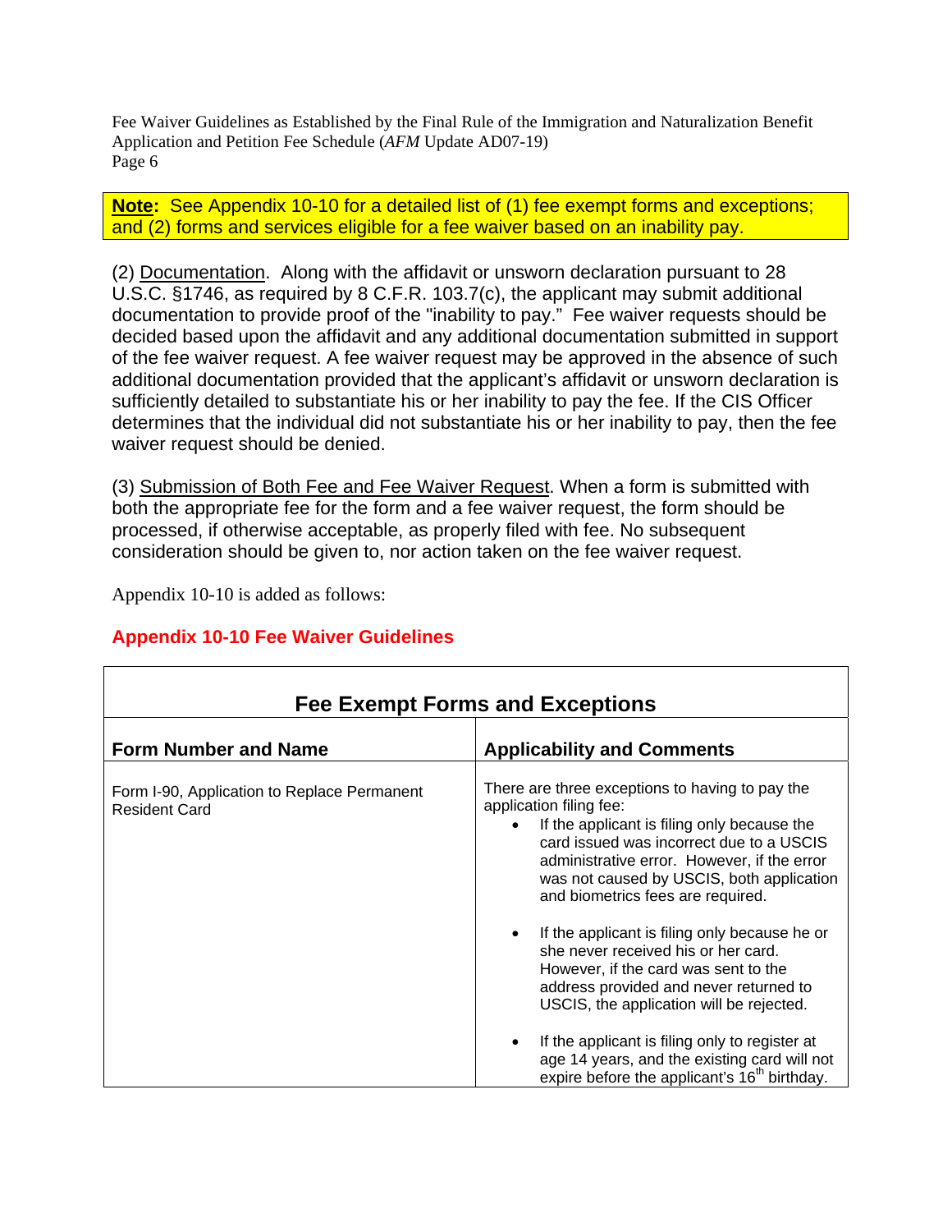**Note:** See Appendix 10-10 for a detailed list of (1) fee exempt forms and exceptions; and (2) forms and services eligible for a fee waiver based on an inability pay.

(2) Documentation. Along with the affidavit or unsworn declaration pursuant to 28 U.S.C. §1746, as required by 8 C.F.R. 103.7(c), the applicant may submit additional documentation to provide proof of the "inability to pay." Fee waiver requests should be decided based upon the affidavit and any additional documentation submitted in support of the fee waiver request. A fee waiver request may be approved in the absence of such additional documentation provided that the applicant's affidavit or unsworn declaration is sufficiently detailed to substantiate his or her inability to pay the fee. If the CIS Officer determines that the individual did not substantiate his or her inability to pay, then the fee waiver request should be denied.

(3) Submission of Both Fee and Fee Waiver Request. When a form is submitted with both the appropriate fee for the form and a fee waiver request, the form should be processed, if otherwise acceptable, as properly filed with fee. No subsequent consideration should be given to, nor action taken on the fee waiver request.

Appendix 10-10 is added as follows:

## Appendix 10-10 Fee Waiver Guidelines

| Fee Exempt Forms and Exceptions | |
|---|---|
| **Form Number and Name** | **Applicability and Comments** |
| Form I-90, Application to Replace Permanent Resident Card | There are three exceptions to having to pay the application filing fee:<br>• If the applicant is filing only because the card issued was incorrect due to a USCIS administrative error. However, if the error was not caused by USCIS, both application and biometrics fees are required.<br>• If the applicant is filing only because he or she never received his or her card. However, if the card was sent to the address provided and never returned to USCIS, the application will be rejected.<br>• If the applicant is filing only to register at age 14 years, and the existing card will not expire before the applicant's 16th birthday. |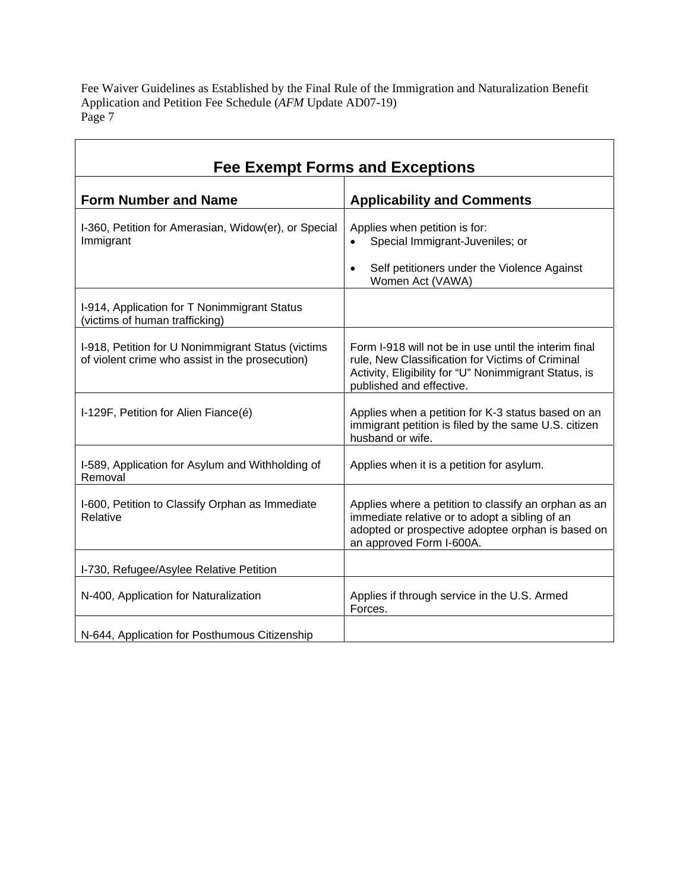| Fee Exempt Forms and Exceptions | |
|---|---|
| **Form Number and Name** | **Applicability and Comments** |
| I-360, Petition for Amerasian, Widow(er), or Special Immigrant | Applies when petition is for:<br>• Special Immigrant-Juveniles; or<br>• Self petitioners under the Violence Against Women Act (VAWA) |
| I-914, Application for T Nonimmigrant Status (victims of human trafficking) | |
| I-918, Petition for U Nonimmigrant Status (victims of violent crime who assist in the prosecution) | Form I-918 will not be in use until the interim final rule, New Classification for Victims of Criminal Activity, Eligibility for "U" Nonimmigrant Status, is published and effective. |
| I-129F, Petition for Alien Fiance(é) | Applies when a petition for K-3 status based on an immigrant petition is filed by the same U.S. citizen husband or wife. |
| I-589, Application for Asylum and Withholding of Removal | Applies when it is a petition for asylum. |
| I-600, Petition to Classify Orphan as Immediate Relative | Applies where a petition to classify an orphan as an immediate relative or to adopt a sibling of an adopted or prospective adoptee orphan is based on an approved Form I-600A. |
| I-730, Refugee/Asylee Relative Petition | |
| N-400, Application for Naturalization | Applies if through service in the U.S. Armed Forces. |
| N-644, Application for Posthumous Citizenship | |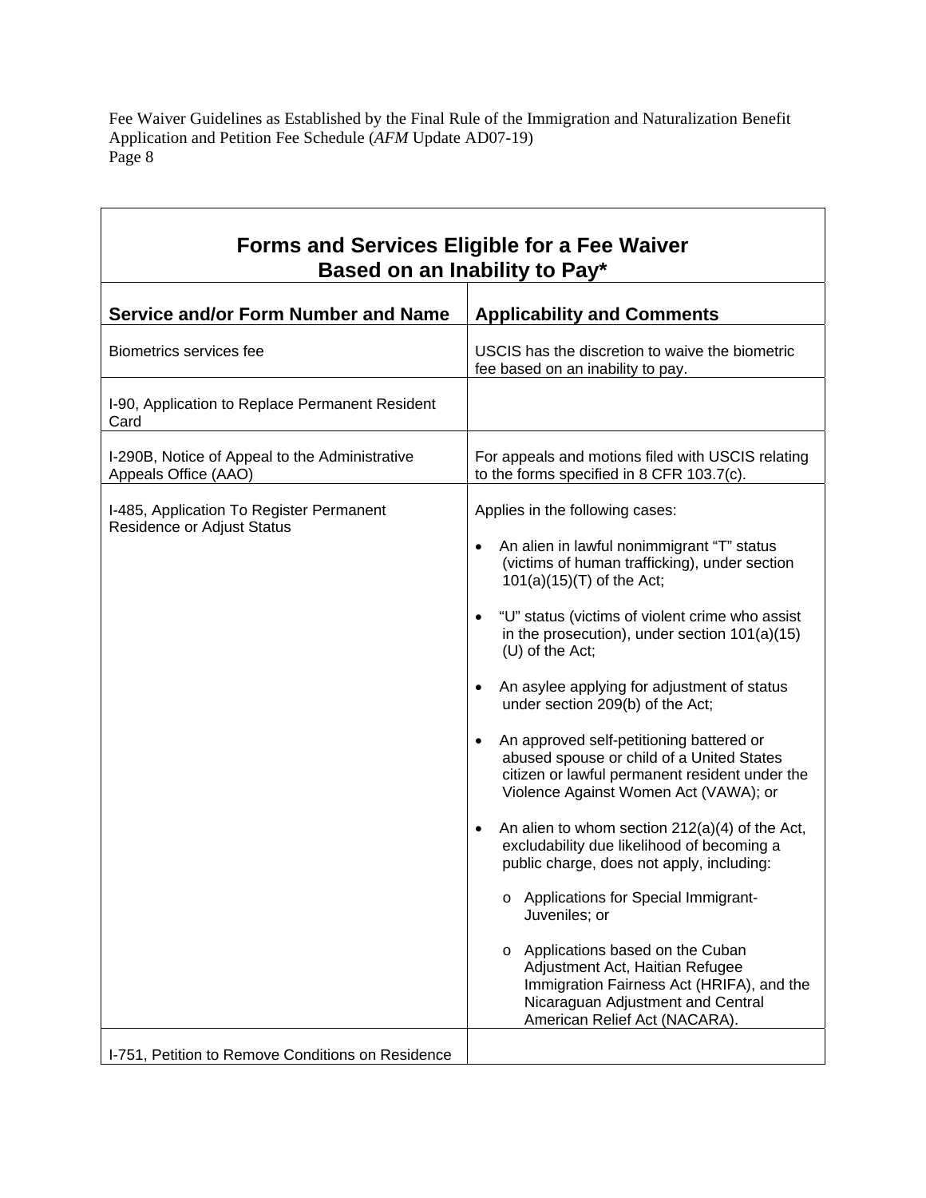| Forms and Services Eligible for a Fee Waiver Based on an Inability to Pay* | |
|---|---|
| **Service and/or Form Number and Name** | **Applicability and Comments** |
| Biometrics services fee | USCIS has the discretion to waive the biometric fee based on an inability to pay. |
| I-90, Application to Replace Permanent Resident Card | |
| I-290B, Notice of Appeal to the Administrative Appeals Office (AAO) | For appeals and motions filed with USCIS relating to the forms specified in 8 CFR 103.7(c). |
| I-485, Application To Register Permanent Residence or Adjust Status | Applies in the following cases:<br>• An alien in lawful nonimmigrant "T" status (victims of human trafficking), under section 101(a)(15)(T) of the Act;<br>• "U" status (victims of violent crime who assist in the prosecution), under section 101(a)(15)(U) of the Act;<br>• An asylee applying for adjustment of status under section 209(b) of the Act;<br>• An approved self-petitioning battered or abused spouse or child of a United States citizen or lawful permanent resident under the Violence Against Women Act (VAWA); or<br>• An alien to whom section 212(a)(4) of the Act, excludability due likelihood of becoming a public charge, does not apply, including:<br>o Applications for Special Immigrant-Juveniles; or<br>o Applications based on the Cuban Adjustment Act, Haitian Refugee Immigration Fairness Act (HRIFA), and the Nicaraguan Adjustment and Central American Relief Act (NACARA). |
| I-751, Petition to Remove Conditions on Residence | |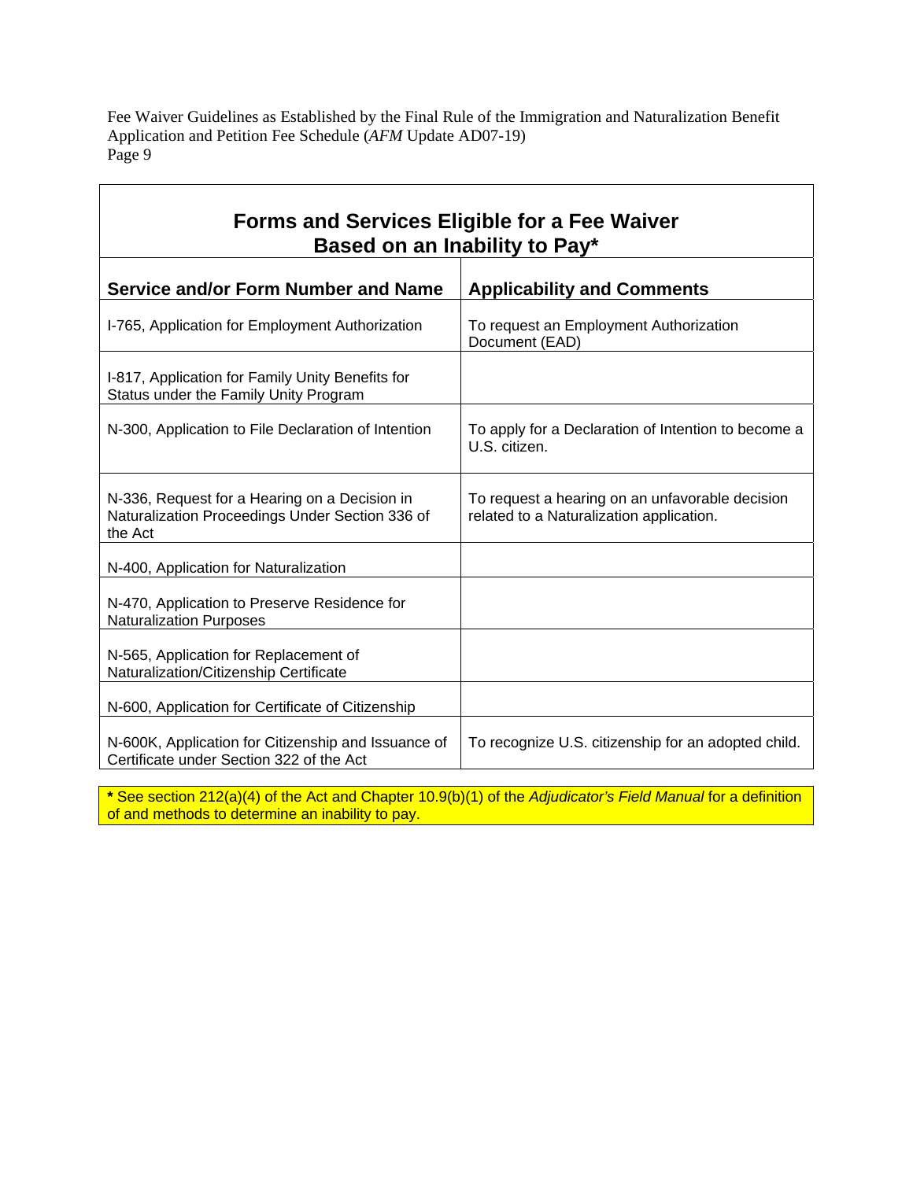## Forms and Services Eligible for a Fee Waiver Based on an Inability to Pay*

| Service and/or Form Number and Name | Applicability and Comments |
|---|---|
| I-765, Application for Employment Authorization | To request an Employment Authorization Document (EAD) |
| I-817, Application for Family Unity Benefits for Status under the Family Unity Program | |
| N-300, Application to File Declaration of Intention | To apply for a Declaration of Intention to become a U.S. citizen. |
| N-336, Request for a Hearing on a Decision in Naturalization Proceedings Under Section 336 of the Act | To request a hearing on an unfavorable decision related to a Naturalization application. |
| N-400, Application for Naturalization | |
| N-470, Application to Preserve Residence for Naturalization Purposes | |
| N-565, Application for Replacement of Naturalization/Citizenship Certificate | |
| N-600, Application for Certificate of Citizenship | |
| N-600K, Application for Citizenship and Issuance of Certificate under Section 322 of the Act | To recognize U.S. citizenship for an adopted child. |

**\*** See section 212(a)(4) of the Act and Chapter 10.9(b)(1) of the *Adjudicator's Field Manual* for a definition of and methods to determine an inability to pay.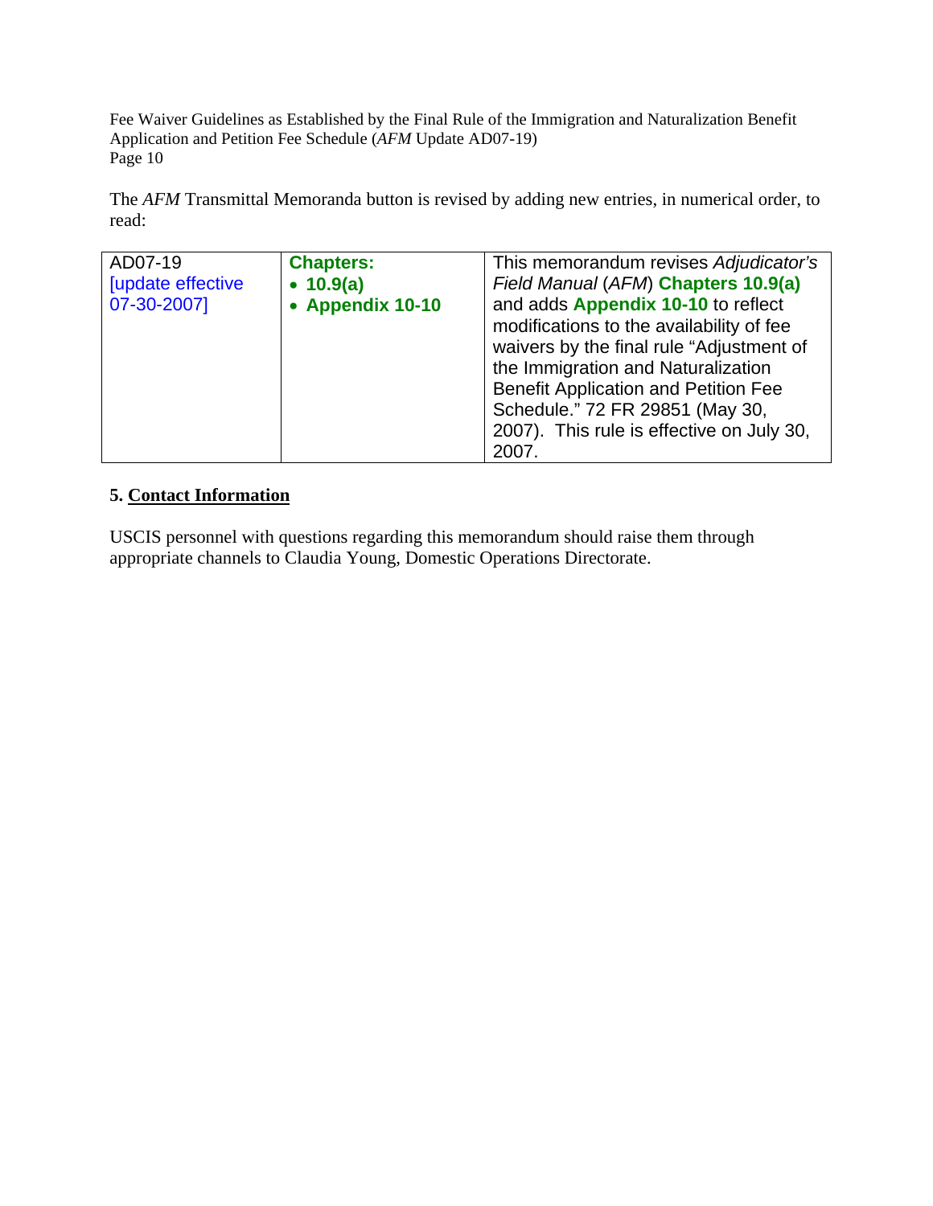The *AFM* Transmittal Memoranda button is revised by adding new entries, in numerical order, to read:

| | | |
|---|---|---|
| AD07-19 [update effective 07-30-2007] | **Chapters:** • **10.9(a)** • **Appendix 10-10** | This memorandum revises *Adjudicator's Field Manual* (*AFM*) **Chapters 10.9(a)** and adds **Appendix 10-10** to reflect modifications to the availability of fee waivers by the final rule "Adjustment of the Immigration and Naturalization Benefit Application and Petition Fee Schedule." 72 FR 29851 (May 30, 2007). This rule is effective on July 30, 2007. |

**5. Contact Information**

USCIS personnel with questions regarding this memorandum should raise them through appropriate channels to Claudia Young, Domestic Operations Directorate.